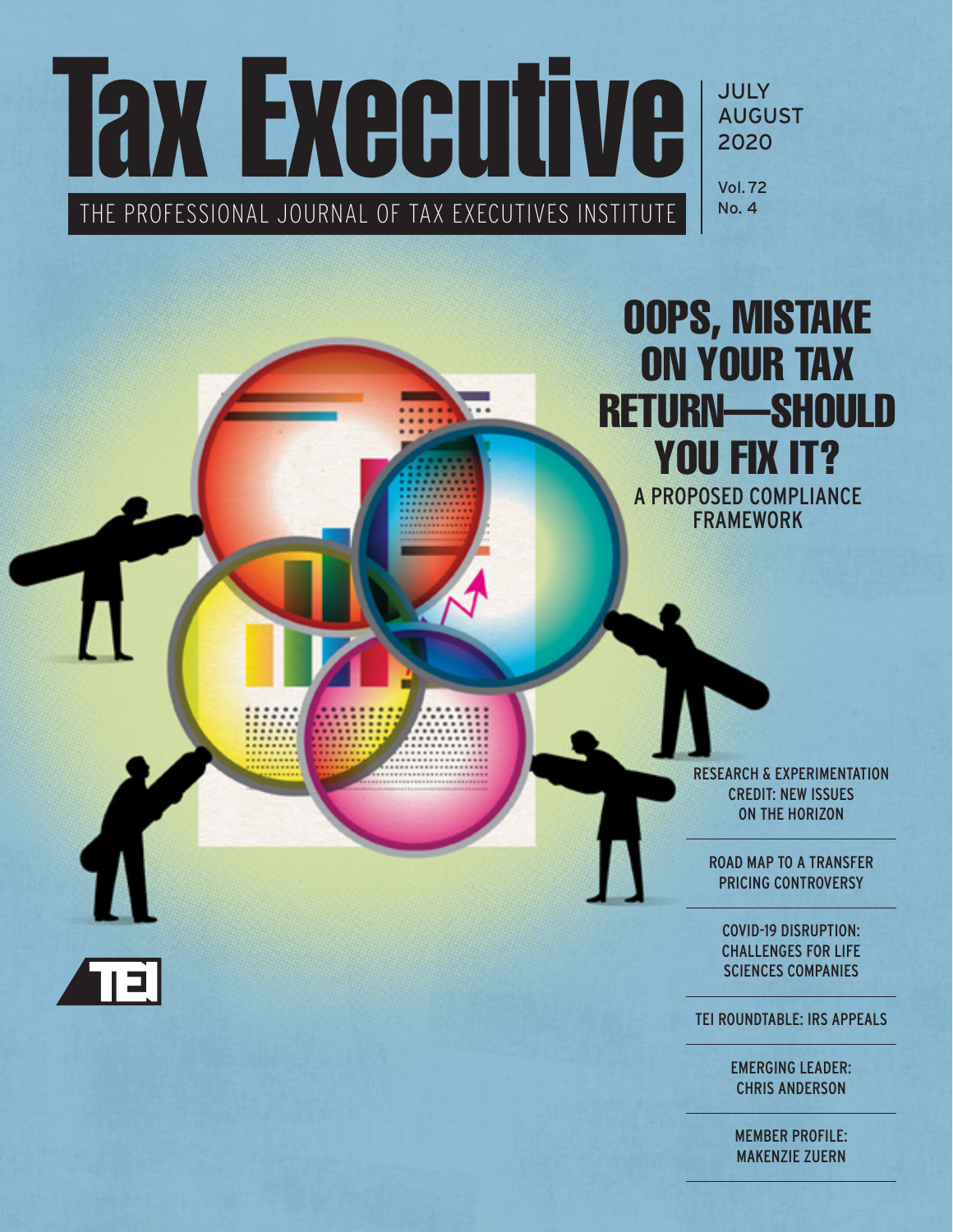# Tax Executive

THE PROFESSIONAL JOURNAL OF TAX EXECUTIVES INSTITUTE

JULY
AUGUST
2020

Vol. 72
No. 4

## OOPS, MISTAKE ON YOUR TAX RETURN—SHOULD YOU FIX IT?

A PROPOSED COMPLIANCE FRAMEWORK

RESEARCH & EXPERIMENTATION CREDIT: NEW ISSUES ON THE HORIZON

ROAD MAP TO A TRANSFER PRICING CONTROVERSY

COVID-19 DISRUPTION: CHALLENGES FOR LIFE SCIENCES COMPANIES

TEI ROUNDTABLE: IRS APPEALS

EMERGING LEADER: CHRIS ANDERSON

MEMBER PROFILE: MAKENZIE ZUERN

TEI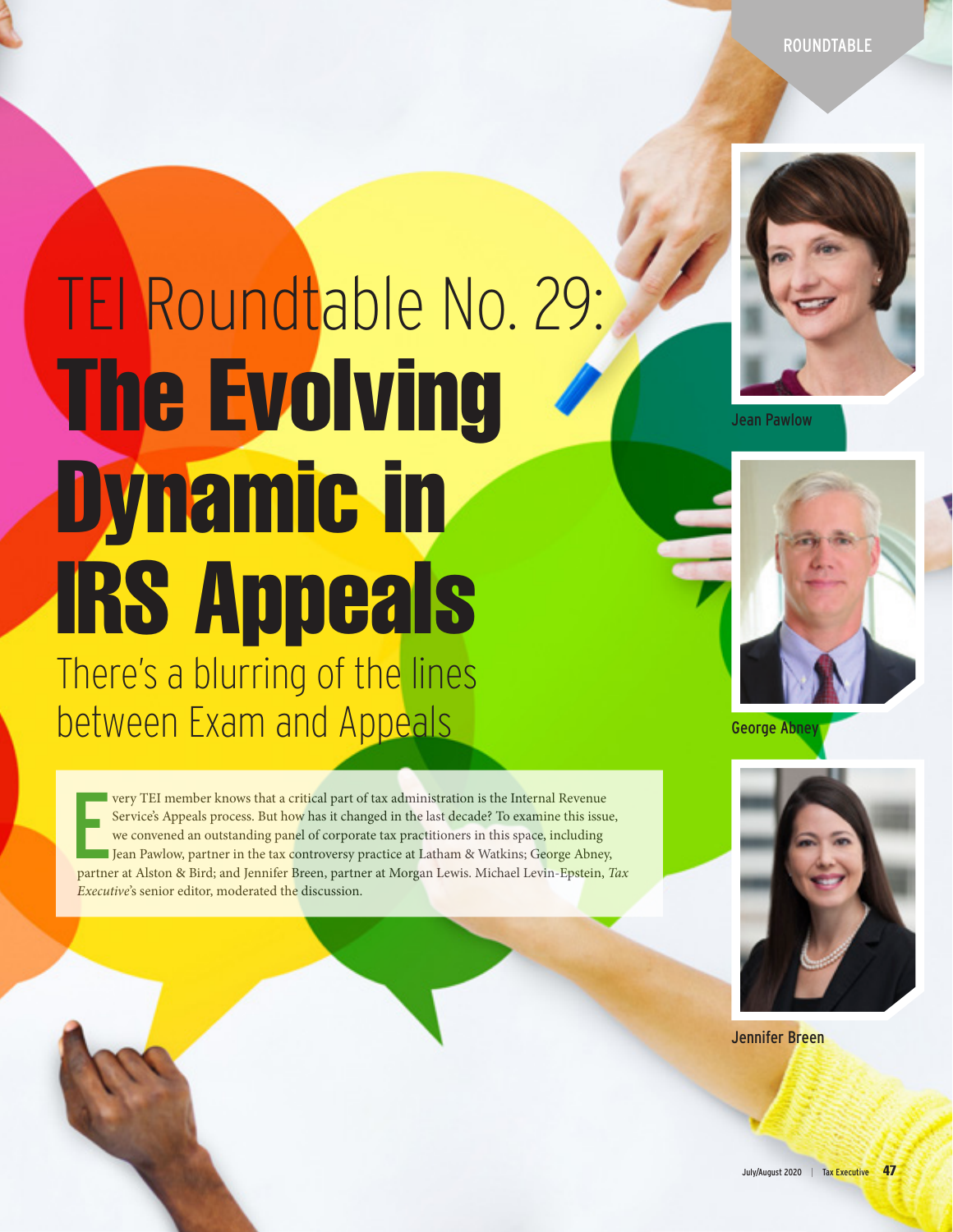# TEI Roundtable No. 29: The Evolving Dynamic in IRS Appeals

## There's a blurring of the lines between Exam and Appeals

Every TEI member knows that a critical part of tax administration is the Internal Revenue Service's Appeals process. But how has it changed in the last decade? To examine this issue, we convened an outstanding panel of corporate tax practitioners in this space, including Jean Pawlow, partner in the tax controversy practice at Latham & Watkins; George Abney, partner at Alston & Bird; and Jennifer Breen, partner at Morgan Lewis. Michael Levin-Epstein, *Tax Executive*'s senior editor, moderated the discussion.

Jean Pawlow

George Abney

Jennifer Breen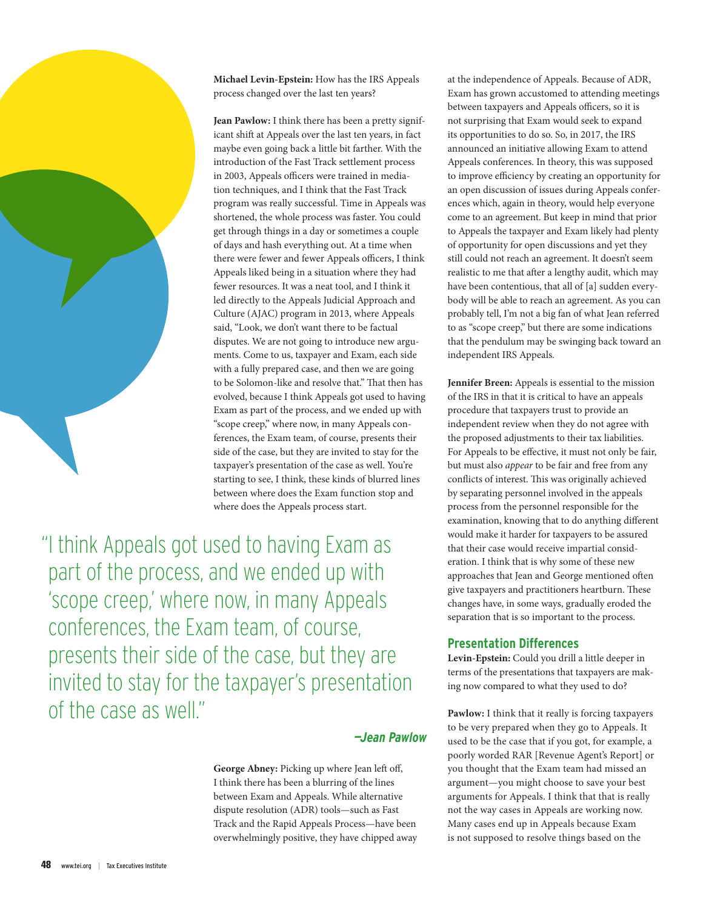**Michael Levin-Epstein:** How has the IRS Appeals process changed over the last ten years?

**Jean Pawlow:** I think there has been a pretty significant shift at Appeals over the last ten years, in fact maybe even going back a little bit farther. With the introduction of the Fast Track settlement process in 2003, Appeals officers were trained in mediation techniques, and I think that the Fast Track program was really successful. Time in Appeals was shortened, the whole process was faster. You could get through things in a day or sometimes a couple of days and hash everything out. At a time when there were fewer and fewer Appeals officers, I think Appeals liked being in a situation where they had fewer resources. It was a neat tool, and I think it led directly to the Appeals Judicial Approach and Culture (AJAC) program in 2013, where Appeals said, "Look, we don't want there to be factual disputes. We are not going to introduce new arguments. Come to us, taxpayer and Exam, each side with a fully prepared case, and then we are going to be Solomon-like and resolve that." That then has evolved, because I think Appeals got used to having Exam as part of the process, and we ended up with "scope creep," where now, in many Appeals conferences, the Exam team, of course, presents their side of the case, but they are invited to stay for the taxpayer's presentation of the case as well. You're starting to see, I think, these kinds of blurred lines between where does the Exam function stop and where does the Appeals process start.

> "I think Appeals got used to having Exam as part of the process, and we ended up with 'scope creep,' where now, in many Appeals conferences, the Exam team, of course, presents their side of the case, but they are invited to stay for the taxpayer's presentation of the case as well."
>
> **—*Jean Pawlow***

**George Abney:** Picking up where Jean left off, I think there has been a blurring of the lines between Exam and Appeals. While alternative dispute resolution (ADR) tools—such as Fast Track and the Rapid Appeals Process—have been overwhelmingly positive, they have chipped away at the independence of Appeals. Because of ADR, Exam has grown accustomed to attending meetings between taxpayers and Appeals officers, so it is not surprising that Exam would seek to expand its opportunities to do so. So, in 2017, the IRS announced an initiative allowing Exam to attend Appeals conferences. In theory, this was supposed to improve efficiency by creating an opportunity for an open discussion of issues during Appeals conferences which, again in theory, would help everyone come to an agreement. But keep in mind that prior to Appeals the taxpayer and Exam likely had plenty of opportunity for open discussions and yet they still could not reach an agreement. It doesn't seem realistic to me that after a lengthy audit, which may have been contentious, that all of [a] sudden everybody will be able to reach an agreement. As you can probably tell, I'm not a big fan of what Jean referred to as "scope creep," but there are some indications that the pendulum may be swinging back toward an independent IRS Appeals.

**Jennifer Breen:** Appeals is essential to the mission of the IRS in that it is critical to have an appeals procedure that taxpayers trust to provide an independent review when they do not agree with the proposed adjustments to their tax liabilities. For Appeals to be effective, it must not only be fair, but must also *appear* to be fair and free from any conflicts of interest. This was originally achieved by separating personnel involved in the appeals process from the personnel responsible for the examination, knowing that to do anything different would make it harder for taxpayers to be assured that their case would receive impartial consideration. I think that is why some of these new approaches that Jean and George mentioned often give taxpayers and practitioners heartburn. These changes have, in some ways, gradually eroded the separation that is so important to the process.

## Presentation Differences

**Levin-Epstein:** Could you drill a little deeper in terms of the presentations that taxpayers are making now compared to what they used to do?

**Pawlow:** I think that it really is forcing taxpayers to be very prepared when they go to Appeals. It used to be the case that if you got, for example, a poorly worded RAR [Revenue Agent's Report] or you thought that the Exam team had missed an argument—you might choose to save your best arguments for Appeals. I think that that is really not the way cases in Appeals are working now. Many cases end up in Appeals because Exam is not supposed to resolve things based on the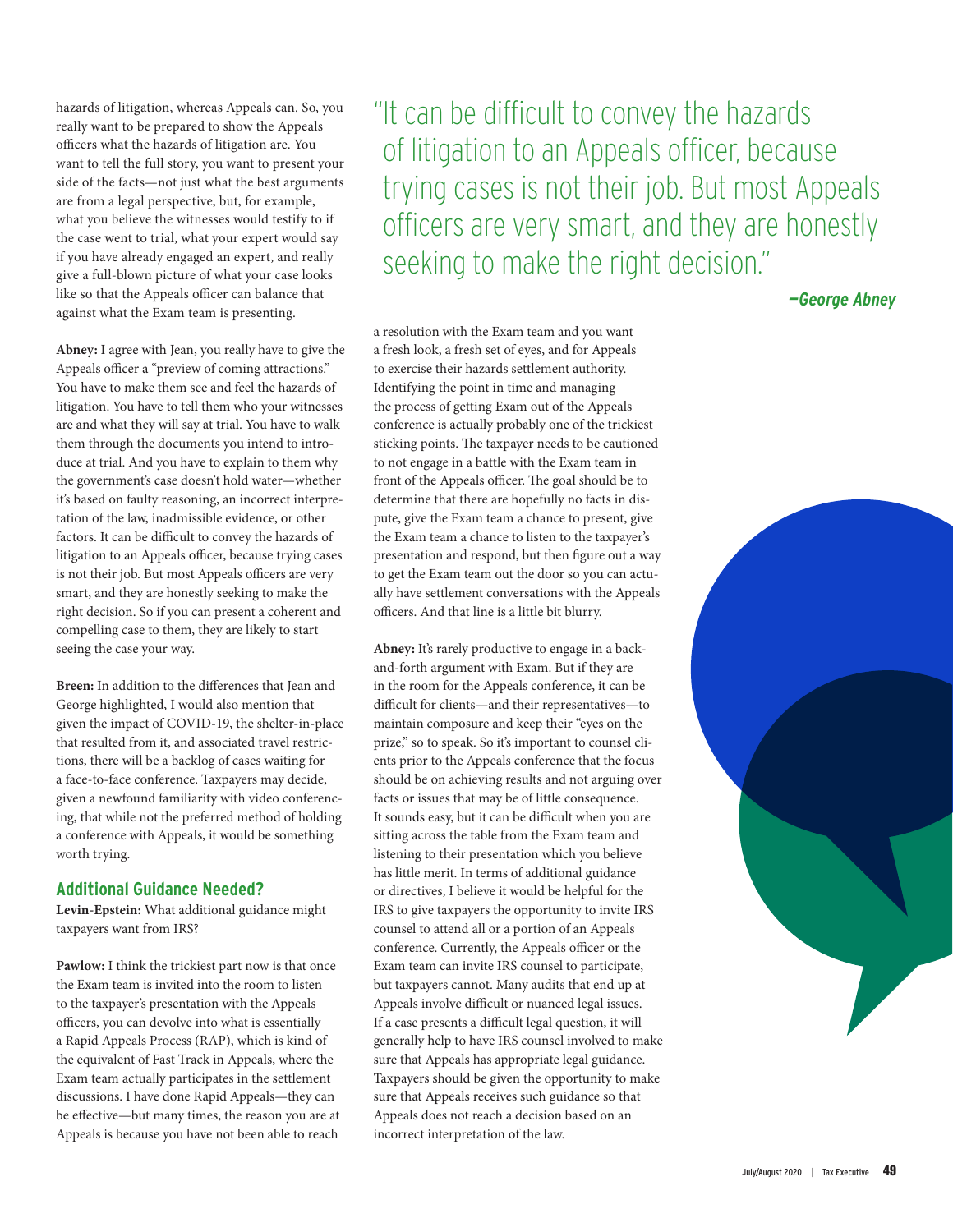hazards of litigation, whereas Appeals can. So, you really want to be prepared to show the Appeals officers what the hazards of litigation are. You want to tell the full story, you want to present your side of the facts—not just what the best arguments are from a legal perspective, but, for example, what you believe the witnesses would testify to if the case went to trial, what your expert would say if you have already engaged an expert, and really give a full-blown picture of what your case looks like so that the Appeals officer can balance that against what the Exam team is presenting.

**Abney:** I agree with Jean, you really have to give the Appeals officer a "preview of coming attractions." You have to make them see and feel the hazards of litigation. You have to tell them who your witnesses are and what they will say at trial. You have to walk them through the documents you intend to introduce at trial. And you have to explain to them why the government's case doesn't hold water—whether it's based on faulty reasoning, an incorrect interpretation of the law, inadmissible evidence, or other factors. It can be difficult to convey the hazards of litigation to an Appeals officer, because trying cases is not their job. But most Appeals officers are very smart, and they are honestly seeking to make the right decision. So if you can present a coherent and compelling case to them, they are likely to start seeing the case your way.

**Breen:** In addition to the differences that Jean and George highlighted, I would also mention that given the impact of COVID-19, the shelter-in-place that resulted from it, and associated travel restrictions, there will be a backlog of cases waiting for a face-to-face conference. Taxpayers may decide, given a newfound familiarity with video conferencing, that while not the preferred method of holding a conference with Appeals, it would be something worth trying.

## Additional Guidance Needed?

**Levin-Epstein:** What additional guidance might taxpayers want from IRS?

**Pawlow:** I think the trickiest part now is that once the Exam team is invited into the room to listen to the taxpayer's presentation with the Appeals officers, you can devolve into what is essentially a Rapid Appeals Process (RAP), which is kind of the equivalent of Fast Track in Appeals, where the Exam team actually participates in the settlement discussions. I have done Rapid Appeals—they can be effective—but many times, the reason you are at Appeals is because you have not been able to reach a resolution with the Exam team and you want a fresh look, a fresh set of eyes, and for Appeals to exercise their hazards settlement authority. Identifying the point in time and managing the process of getting Exam out of the Appeals conference is actually probably one of the trickiest sticking points. The taxpayer needs to be cautioned to not engage in a battle with the Exam team in front of the Appeals officer. The goal should be to determine that there are hopefully no facts in dispute, give the Exam team a chance to present, give the Exam team a chance to listen to the taxpayer's presentation and respond, but then figure out a way to get the Exam team out the door so you can actually have settlement conversations with the Appeals officers. And that line is a little bit blurry.

> "It can be difficult to convey the hazards of litigation to an Appeals officer, because trying cases is not their job. But most Appeals officers are very smart, and they are honestly seeking to make the right decision."
>
> *—George Abney*

**Abney:** It's rarely productive to engage in a back-and-forth argument with Exam. But if they are in the room for the Appeals conference, it can be difficult for clients—and their representatives—to maintain composure and keep their "eyes on the prize," so to speak. So it's important to counsel clients prior to the Appeals conference that the focus should be on achieving results and not arguing over facts or issues that may be of little consequence. It sounds easy, but it can be difficult when you are sitting across the table from the Exam team and listening to their presentation which you believe has little merit. In terms of additional guidance or directives, I believe it would be helpful for the IRS to give taxpayers the opportunity to invite IRS counsel to attend all or a portion of an Appeals conference. Currently, the Appeals officer or the Exam team can invite IRS counsel to participate, but taxpayers cannot. Many audits that end up at Appeals involve difficult or nuanced legal issues. If a case presents a difficult legal question, it will generally help to have IRS counsel involved to make sure that Appeals has appropriate legal guidance. Taxpayers should be given the opportunity to make sure that Appeals receives such guidance so that Appeals does not reach a decision based on an incorrect interpretation of the law.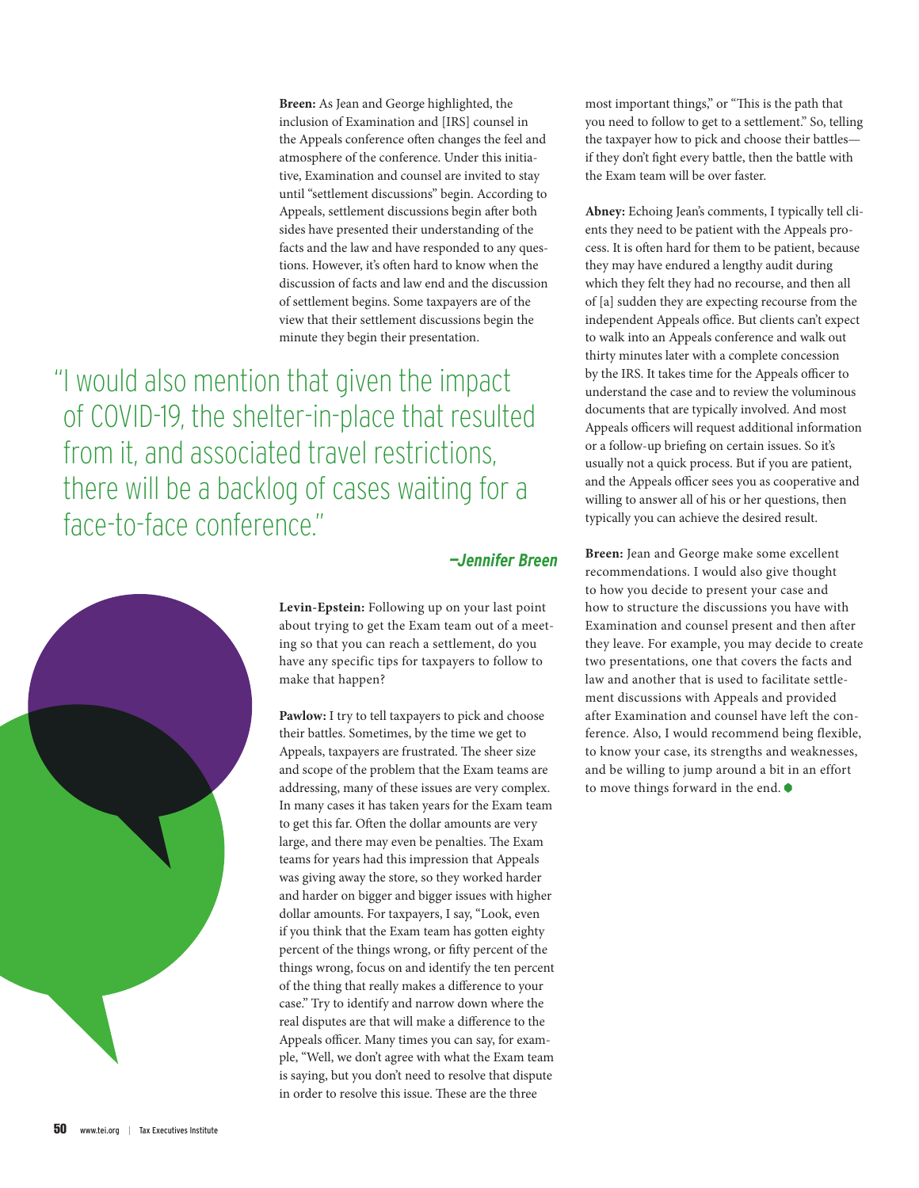**Breen:** As Jean and George highlighted, the inclusion of Examination and [IRS] counsel in the Appeals conference often changes the feel and atmosphere of the conference. Under this initiative, Examination and counsel are invited to stay until "settlement discussions" begin. According to Appeals, settlement discussions begin after both sides have presented their understanding of the facts and the law and have responded to any questions. However, it's often hard to know when the discussion of facts and law end and the discussion of settlement begins. Some taxpayers are of the view that their settlement discussions begin the minute they begin their presentation.

> "I would also mention that given the impact of COVID-19, the shelter-in-place that resulted from it, and associated travel restrictions, there will be a backlog of cases waiting for a face-to-face conference."
>
> ***—Jennifer Breen***

**Levin-Epstein:** Following up on your last point about trying to get the Exam team out of a meeting so that you can reach a settlement, do you have any specific tips for taxpayers to follow to make that happen?

**Pawlow:** I try to tell taxpayers to pick and choose their battles. Sometimes, by the time we get to Appeals, taxpayers are frustrated. The sheer size and scope of the problem that the Exam teams are addressing, many of these issues are very complex. In many cases it has taken years for the Exam team to get this far. Often the dollar amounts are very large, and there may even be penalties. The Exam teams for years had this impression that Appeals was giving away the store, so they worked harder and harder on bigger and bigger issues with higher dollar amounts. For taxpayers, I say, "Look, even if you think that the Exam team has gotten eighty percent of the things wrong, or fifty percent of the things wrong, focus on and identify the ten percent of the thing that really makes a difference to your case." Try to identify and narrow down where the real disputes are that will make a difference to the Appeals officer. Many times you can say, for example, "Well, we don't agree with what the Exam team is saying, but you don't need to resolve that dispute in order to resolve this issue. These are the three most important things," or "This is the path that you need to follow to get to a settlement." So, telling the taxpayer how to pick and choose their battles—if they don't fight every battle, then the battle with the Exam team will be over faster.

**Abney:** Echoing Jean's comments, I typically tell clients they need to be patient with the Appeals process. It is often hard for them to be patient, because they may have endured a lengthy audit during which they felt they had no recourse, and then all of [a] sudden they are expecting recourse from the independent Appeals office. But clients can't expect to walk into an Appeals conference and walk out thirty minutes later with a complete concession by the IRS. It takes time for the Appeals officer to understand the case and to review the voluminous documents that are typically involved. And most Appeals officers will request additional information or a follow-up briefing on certain issues. So it's usually not a quick process. But if you are patient, and the Appeals officer sees you as cooperative and willing to answer all of his or her questions, then typically you can achieve the desired result.

**Breen:** Jean and George make some excellent recommendations. I would also give thought to how you decide to present your case and how to structure the discussions you have with Examination and counsel present and then after they leave. For example, you may decide to create two presentations, one that covers the facts and law and another that is used to facilitate settlement discussions with Appeals and provided after Examination and counsel have left the conference. Also, I would recommend being flexible, to know your case, its strengths and weaknesses, and be willing to jump around a bit in an effort to move things forward in the end.